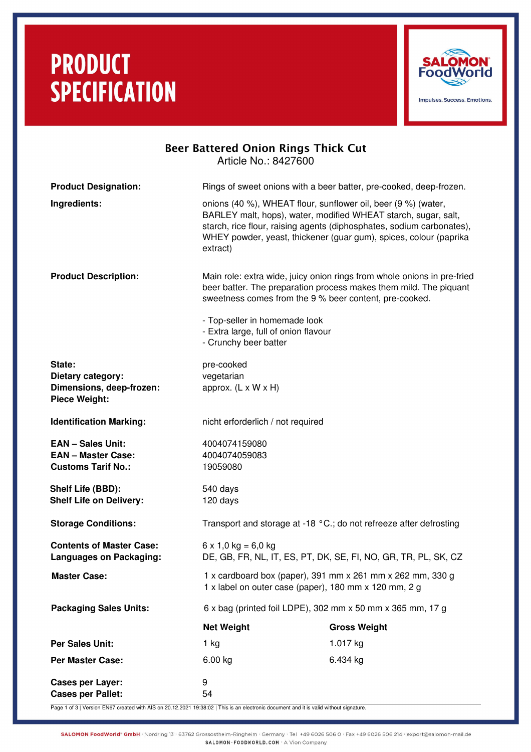# PRODUCT SPECIFICATION

SALOMON FoodWorld
Impulses. Success. Emotions.

## Beer Battered Onion Rings Thick Cut

Article No.: 8427600

**Product Designation:** Rings of sweet onions with a beer batter, pre-cooked, deep-frozen.

**Ingredients:** onions (40 %), WHEAT flour, sunflower oil, beer (9 %) (water, BARLEY malt, hops), water, modified WHEAT starch, sugar, salt, starch, rice flour, raising agents (diphosphates, sodium carbonates), WHEY powder, yeast, thickener (guar gum), spices, colour (paprika extract)

**Product Description:** Main role: extra wide, juicy onion rings from whole onions in pre-fried beer batter. The preparation process makes them mild. The piquant sweetness comes from the 9 % beer content, pre-cooked.

- Top-seller in homemade look
- Extra large, full of onion flavour
- Crunchy beer batter

**State:** pre-cooked
**Dietary category:** vegetarian
**Dimensions, deep-frozen:** approx. (L x W x H)
**Piece Weight:**

**Identification Marking:** nicht erforderlich / not required

**EAN – Sales Unit:** 4004074159080
**EAN – Master Case:** 4004074059083
**Customs Tarif No.:** 19059080

**Shelf Life (BBD):** 540 days
**Shelf Life on Delivery:** 120 days

**Storage Conditions:** Transport and storage at -18 °C.; do not refreeze after defrosting

**Contents of Master Case:** 6 x 1,0 kg = 6,0 kg
**Languages on Packaging:** DE, GB, FR, NL, IT, ES, PT, DK, SE, FI, NO, GR, TR, PL, SK, CZ

**Master Case:**
1 x cardboard box (paper), 391 mm x 261 mm x 262 mm, 330 g
1 x label on outer case (paper), 180 mm x 120 mm, 2 g

**Packaging Sales Units:** 6 x bag (printed foil LDPE), 302 mm x 50 mm x 365 mm, 17 g

| | Net Weight | Gross Weight |
|---|---|---|
| **Per Sales Unit:** | 1 kg | 1.017 kg |
| **Per Master Case:** | 6.00 kg | 6.434 kg |

**Cases per Layer:** 9
**Cases per Pallet:** 54

Page 1 of 3 | Version EN67 created with AIS on 20.12.2021 19:38:02 | This is an electronic document and it is valid without signature.

SALOMON FoodWorld® GmbH · Nordring 13 · 63762 Grossostheim-Ringheim · Germany · Tel +49 6026 506 0 · Fax +49 6026 506 214 · export@salomon-mail.de
SALOMON-FOODWORLD.COM · A Vion Company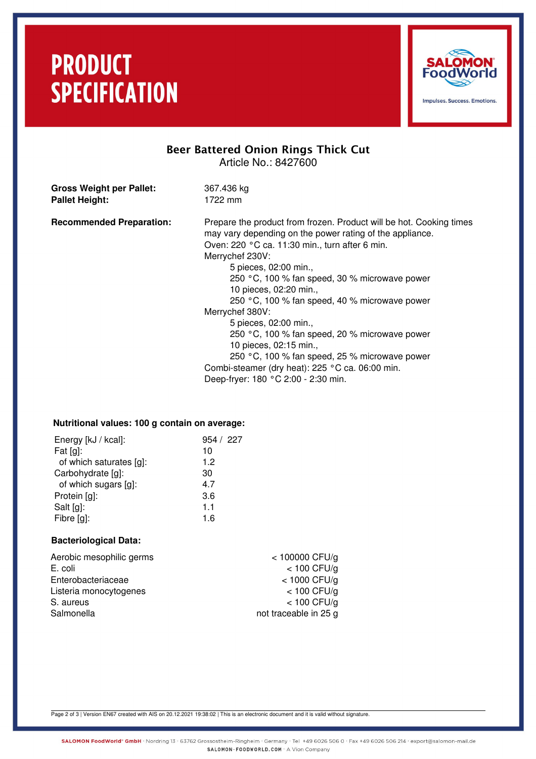# PRODUCT SPECIFICATION

## Beer Battered Onion Rings Thick Cut

Article No.: 8427600

| | |
|---|---|
| **Gross Weight per Pallet:** | 367.436 kg |
| **Pallet Height:** | 1722 mm |

**Recommended Preparation:**

Prepare the product from frozen. Product will be hot. Cooking times may vary depending on the power rating of the appliance.

Oven: 220 °C ca. 11:30 min., turn after 6 min.

Merrychef 230V:

- 5 pieces, 02:00 min.,
  250 °C, 100 % fan speed, 30 % microwave power
- 10 pieces, 02:20 min.,
  250 °C, 100 % fan speed, 40 % microwave power

Merrychef 380V:

- 5 pieces, 02:00 min.,
  250 °C, 100 % fan speed, 20 % microwave power
- 10 pieces, 02:15 min.,
  250 °C, 100 % fan speed, 25 % microwave power

Combi-steamer (dry heat): 225 °C ca. 06:00 min.

Deep-fryer: 180 °C 2:00 - 2:30 min.

### Nutritional values: 100 g contain on average:

| | |
|---|---|
| Energy [kJ / kcal]: | 954 / 227 |
| Fat [g]: | 10 |
| of which saturates [g]: | 1.2 |
| Carbohydrate [g]: | 30 |
| of which sugars [g]: | 4.7 |
| Protein [g]: | 3.6 |
| Salt [g]: | 1.1 |
| Fibre [g]: | 1.6 |

### Bacteriological Data:

| | |
|---|---|
| Aerobic mesophilic germs | < 100000 CFU/g |
| E. coli | < 100 CFU/g |
| Enterobacteriaceae | < 1000 CFU/g |
| Listeria monocytogenes | < 100 CFU/g |
| S. aureus | < 100 CFU/g |
| Salmonella | not traceable in 25 g |

Version EN67 created with AIS on 20.12.2021 19:38:02 | This is an electronic document and it is valid without signature.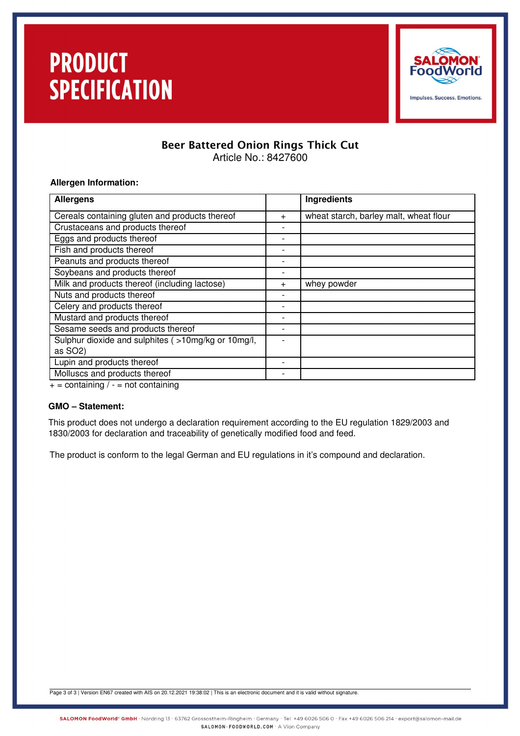# PRODUCT SPECIFICATION

SALOMON FoodWorld

Impulses. Success. Emotions.

## Beer Battered Onion Rings Thick Cut

Article No.: 8427600

**Allergen Information:**

| Allergens | | Ingredients |
|---|---|---|
| Cereals containing gluten and products thereof | + | wheat starch, barley malt, wheat flour |
| Crustaceans and products thereof | - | |
| Eggs and products thereof | - | |
| Fish and products thereof | - | |
| Peanuts and products thereof | - | |
| Soybeans and products thereof | - | |
| Milk and products thereof (including lactose) | + | whey powder |
| Nuts and products thereof | - | |
| Celery and products thereof | - | |
| Mustard and products thereof | - | |
| Sesame seeds and products thereof | - | |
| Sulphur dioxide and sulphites ( >10mg/kg or 10mg/l, as SO2) | - | |
| Lupin and products thereof | - | |
| Molluscs and products thereof | - | |

+ = containing / - = not containing

**GMO – Statement:**

This product does not undergo a declaration requirement according to the EU regulation 1829/2003 and 1830/2003 for declaration and traceability of genetically modified food and feed.

The product is conform to the legal German and EU regulations in it's compound and declaration.

Version EN67 created with AIS on 20.12.2021 19:38:02 | This is an electronic document and it is valid without signature.

SALOMON FoodWorld® GmbH · Nordring 13 · 63762 Grossostheim-Ringheim · Germany · Tel +49 6026 506 0 · Fax +49 6026 506 214 · export@salomon-mail.de
SALOMON-FOODWORLD.COM · A Vion Company